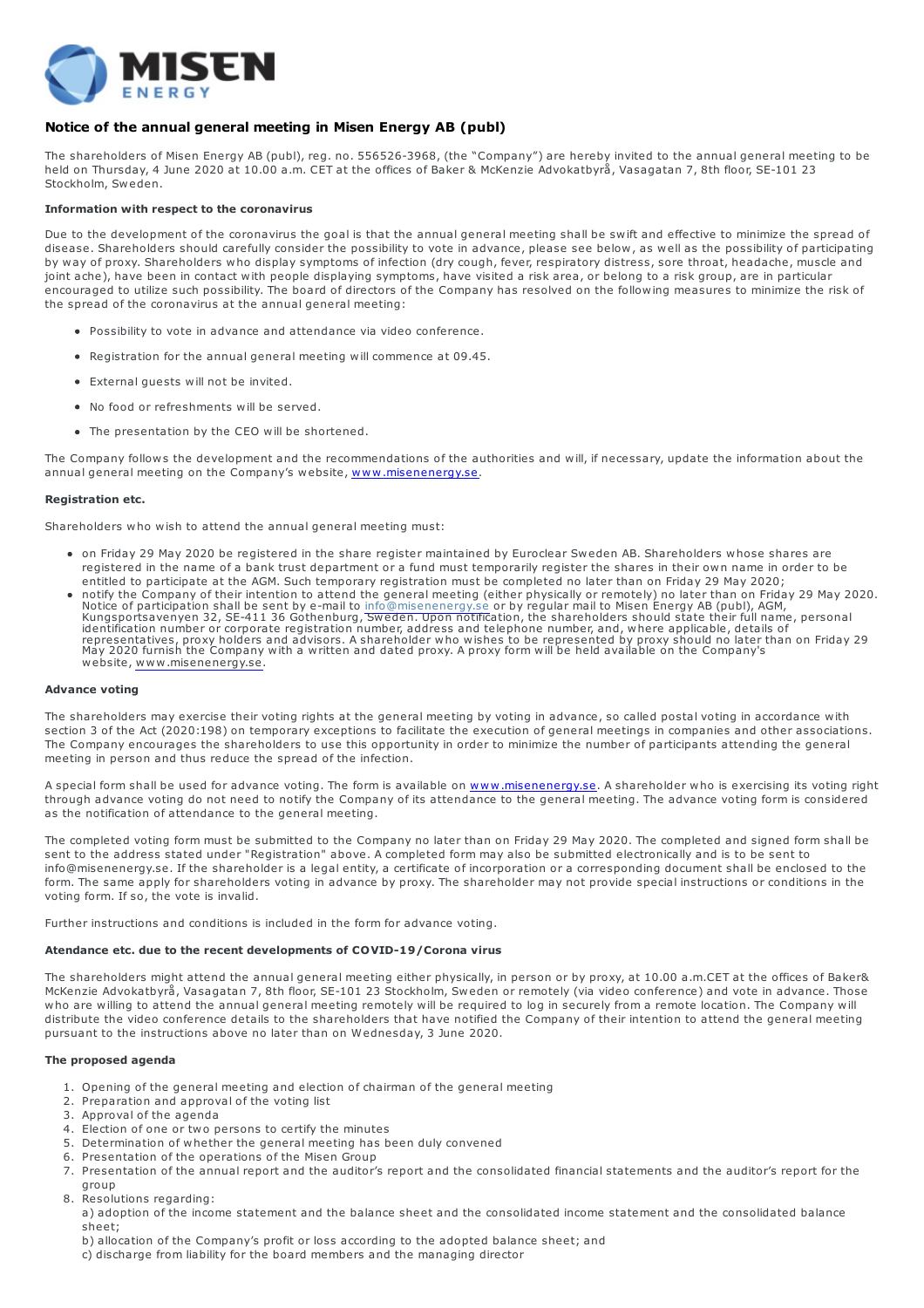# Notice of the annual general meeting in Misen Energy AB (publ)

The shareholders of Misen Energy AB (publ), reg. no. 556526-3968, (the "Company") are hereby invited to the annual general meeting to be held on Thursday, 4 June 2020 at 10.00 a.m. CET at the offices of Baker & McKenzie Advokatbyrå, Vasagatan 7, 8th floor, SE-101 23 Stockholm, Sweden.

**Information with respect to the coronavirus**

Due to the development of the coronavirus the goal is that the annual general meeting shall be swift and effective to minimize the spread of disease. Shareholders should carefully consider the possibility to vote in advance, please see below, as well as the possibility of participating by way of proxy. Shareholders who display symptoms of infection (dry cough, fever, respiratory distress, sore throat, headache, muscle and joint ache), have been in contact with people displaying symptoms, have visited a risk area, or belong to a risk group, are in particular encouraged to utilize such possibility. The board of directors of the Company has resolved on the following measures to minimize the risk of the spread of the coronavirus at the annual general meeting:

- Possibility to vote in advance and attendance via video conference.
- Registration for the annual general meeting will commence at 09.45.
- External guests will not be invited.
- No food or refreshments will be served.
- The presentation by the CEO will be shortened.

The Company follows the development and the recommendations of the authorities and will, if necessary, update the information about the annual general meeting on the Company's website, www.misenenergy.se.

**Registration etc.**

Shareholders who wish to attend the annual general meeting must:

- on Friday 29 May 2020 be registered in the share register maintained by Euroclear Sweden AB. Shareholders whose shares are registered in the name of a bank trust department or a fund must temporarily register the shares in their own name in order to be entitled to participate at the AGM. Such temporary registration must be completed no later than on Friday 29 May 2020;
- notify the Company of their intention to attend the general meeting (either physically or remotely) no later than on Friday 29 May 2020. Notice of participation shall be sent by e-mail to info@misenenergy.se or by regular mail to Misen Energy AB (publ), AGM, Kungsportsavenyen 32, SE-411 36 Gothenburg, Sweden. Upon notification, the shareholders should state their full name, personal identification number or corporate registration number, address and telephone number, and, where applicable, details of representatives, proxy holders and advisors. A shareholder who wishes to be represented by proxy should no later than on Friday 29 May 2020 furnish the Company with a written and dated proxy. A proxy form will be held available on the Company's website, www.misenenergy.se.

**Advance voting**

The shareholders may exercise their voting rights at the general meeting by voting in advance, so called postal voting in accordance with section 3 of the Act (2020:198) on temporary exceptions to facilitate the execution of general meetings in companies and other associations. The Company encourages the shareholders to use this opportunity in order to minimize the number of participants attending the general meeting in person and thus reduce the spread of the infection.

A special form shall be used for advance voting. The form is available on www.misenenergy.se. A shareholder who is exercising its voting right through advance voting do not need to notify the Company of its attendance to the general meeting. The advance voting form is considered as the notification of attendance to the general meeting.

The completed voting form must be submitted to the Company no later than on Friday 29 May 2020. The completed and signed form shall be sent to the address stated under "Registration" above. A completed form may also be submitted electronically and is to be sent to info@misenenergy.se. If the shareholder is a legal entity, a certificate of incorporation or a corresponding document shall be enclosed to the form. The same apply for shareholders voting in advance by proxy. The shareholder may not provide special instructions or conditions in the voting form. If so, the vote is invalid.

Further instructions and conditions is included in the form for advance voting.

**Atendance etc. due to the recent developments of COVID-19/Corona virus**

The shareholders might attend the annual general meeting either physically, in person or by proxy, at 10.00 a.m.CET at the offices of Baker& McKenzie Advokatbyrå, Vasagatan 7, 8th floor, SE-101 23 Stockholm, Sweden or remotely (via video conference) and vote in advance. Those who are willing to attend the annual general meeting remotely will be required to log in securely from a remote location. The Company will distribute the video conference details to the shareholders that have notified the Company of their intention to attend the general meeting pursuant to the instructions above no later than on Wednesday, 3 June 2020.

**The proposed agenda**

1. Opening of the general meeting and election of chairman of the general meeting
2. Preparation and approval of the voting list
3. Approval of the agenda
4. Election of one or two persons to certify the minutes
5. Determination of whether the general meeting has been duly convened
6. Presentation of the operations of the Misen Group
7. Presentation of the annual report and the auditor's report and the consolidated financial statements and the auditor's report for the group
8. Resolutions regarding:
   a) adoption of the income statement and the balance sheet and the consolidated income statement and the consolidated balance sheet;
   b) allocation of the Company's profit or loss according to the adopted balance sheet; and
   c) discharge from liability for the board members and the managing director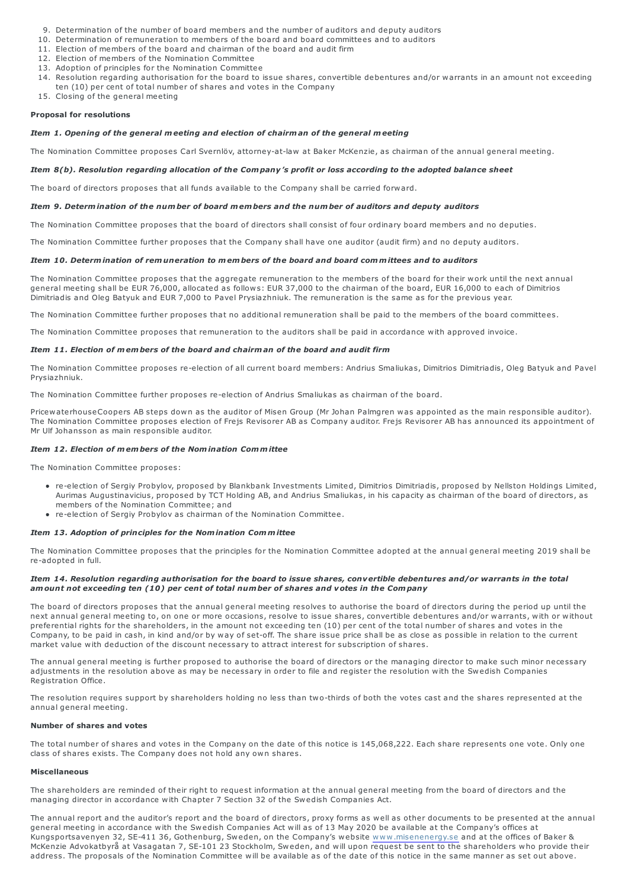9. Determination of the number of board members and the number of auditors and deputy auditors
10. Determination of remuneration to members of the board and board committees and to auditors
11. Election of members of the board and chairman of the board and audit firm
12. Election of members of the Nomination Committee
13. Adoption of principles for the Nomination Committee
14. Resolution regarding authorisation for the board to issue shares, convertible debentures and/or warrants in an amount not exceeding ten (10) per cent of total number of shares and votes in the Company
15. Closing of the general meeting

**Proposal for resolutions**

***Item 1. Opening of the general meeting and election of chairman of the general meeting***

The Nomination Committee proposes Carl Svernlöv, attorney-at-law at Baker McKenzie, as chairman of the annual general meeting.

***Item 8(b). Resolution regarding allocation of the Company's profit or loss according to the adopted balance sheet***

The board of directors proposes that all funds available to the Company shall be carried forward.

***Item 9. Determination of the number of board members and the number of auditors and deputy auditors***

The Nomination Committee proposes that the board of directors shall consist of four ordinary board members and no deputies.

The Nomination Committee further proposes that the Company shall have one auditor (audit firm) and no deputy auditors.

***Item 10. Determination of remuneration to members of the board and board committees and to auditors***

The Nomination Committee proposes that the aggregate remuneration to the members of the board for their work until the next annual general meeting shall be EUR 76,000, allocated as follows: EUR 37,000 to the chairman of the board, EUR 16,000 to each of Dimitrios Dimitriadis and Oleg Batyuk and EUR 7,000 to Pavel Prysiazhniuk. The remuneration is the same as for the previous year.

The Nomination Committee further proposes that no additional remuneration shall be paid to the members of the board committees.

The Nomination Committee proposes that remuneration to the auditors shall be paid in accordance with approved invoice.

***Item 11. Election of members of the board and chairman of the board and audit firm***

The Nomination Committee proposes re-election of all current board members: Andrius Smaliukas, Dimitrios Dimitriadis, Oleg Batyuk and Pavel Prysiazhniuk.

The Nomination Committee further proposes re-election of Andrius Smaliukas as chairman of the board.

PricewaterhouseCoopers AB steps down as the auditor of Misen Group (Mr Johan Palmgren was appointed as the main responsible auditor). The Nomination Committee proposes election of Frejs Revisorer AB as Company auditor. Frejs Revisorer AB has announced its appointment of Mr Ulf Johansson as main responsible auditor.

***Item 12. Election of members of the Nomination Committee***

The Nomination Committee proposes:

- re-election of Sergiy Probylov, proposed by Blankbank Investments Limited, Dimitrios Dimitriadis, proposed by Nellston Holdings Limited, Aurimas Augustinavicius, proposed by TCT Holding AB, and Andrius Smaliukas, in his capacity as chairman of the board of directors, as members of the Nomination Committee; and
- re-election of Sergiy Probylov as chairman of the Nomination Committee.

***Item 13. Adoption of principles for the Nomination Committee***

The Nomination Committee proposes that the principles for the Nomination Committee adopted at the annual general meeting 2019 shall be re-adopted in full.

***Item 14. Resolution regarding authorisation for the board to issue shares, convertible debentures and/or warrants in the total amount not exceeding ten (10) per cent of total number of shares and votes in the Company***

The board of directors proposes that the annual general meeting resolves to authorise the board of directors during the period up until the next annual general meeting to, on one or more occasions, resolve to issue shares, convertible debentures and/or warrants, with or without preferential rights for the shareholders, in the amount not exceeding ten (10) per cent of the total number of shares and votes in the Company, to be paid in cash, in kind and/or by way of set-off. The share issue price shall be as close as possible in relation to the current market value with deduction of the discount necessary to attract interest for subscription of shares.

The annual general meeting is further proposed to authorise the board of directors or the managing director to make such minor necessary adjustments in the resolution above as may be necessary in order to file and register the resolution with the Swedish Companies Registration Office.

The resolution requires support by shareholders holding no less than two-thirds of both the votes cast and the shares represented at the annual general meeting.

**Number of shares and votes**

The total number of shares and votes in the Company on the date of this notice is 145,068,222. Each share represents one vote. Only one class of shares exists. The Company does not hold any own shares.

**Miscellaneous**

The shareholders are reminded of their right to request information at the annual general meeting from the board of directors and the managing director in accordance with Chapter 7 Section 32 of the Swedish Companies Act.

The annual report and the auditor's report and the board of directors, proxy forms as well as other documents to be presented at the annual general meeting in accordance with the Swedish Companies Act will as of 13 May 2020 be available at the Company's offices at Kungsportsavenyen 32, SE-411 36, Gothenburg, Sweden, on the Company's website www.misenenergy.se and at the offices of Baker & McKenzie Advokatbyrå at Vasagatan 7, SE-101 23 Stockholm, Sweden, and will upon request be sent to the shareholders who provide their address. The proposals of the Nomination Committee will be available as of the date of this notice in the same manner as set out above.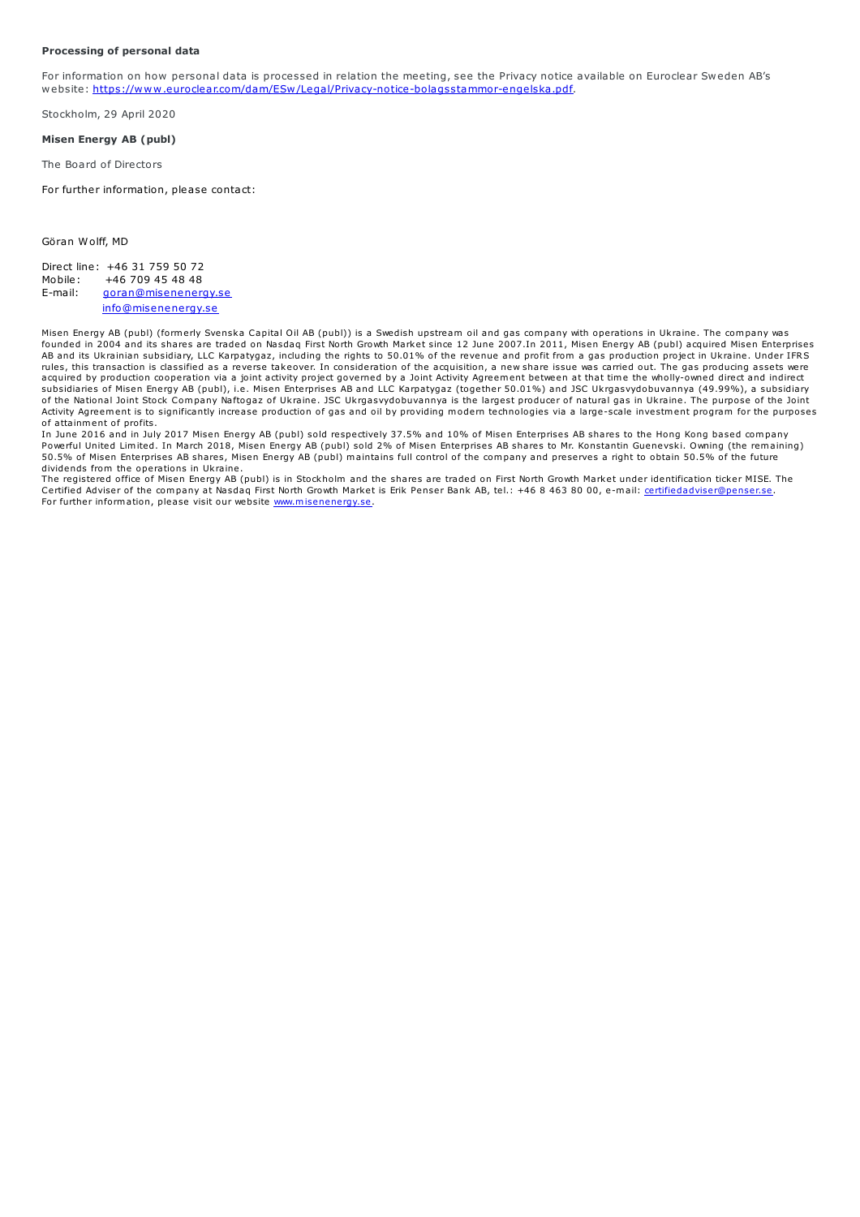**Processing of personal data**

For information on how personal data is processed in relation the meeting, see the Privacy notice available on Euroclear Sweden AB's website: https://www.euroclear.com/dam/ESw/Legal/Privacy-notice-bolagsstammor-engelska.pdf.

Stockholm, 29 April 2020

**Misen Energy AB (publ)**

The Board of Directors

For further information, please contact:

Göran Wolff, MD

Direct line: +46 31 759 50 72
Mobile: +46 709 45 48 48
E-mail: goran@misenenergy.se
info@misenenergy.se

Misen Energy AB (publ) (formerly Svenska Capital Oil AB (publ)) is a Swedish upstream oil and gas company with operations in Ukraine. The company was founded in 2004 and its shares are traded on Nasdaq First North Growth Market since 12 June 2007.In 2011, Misen Energy AB (publ) acquired Misen Enterprises AB and its Ukrainian subsidiary, LLC Karpatygaz, including the rights to 50.01% of the revenue and profit from a gas production project in Ukraine. Under IFRS rules, this transaction is classified as a reverse takeover. In consideration of the acquisition, a new share issue was carried out. The gas producing assets were acquired by production cooperation via a joint activity project governed by a Joint Activity Agreement between at that time the wholly-owned direct and indirect subsidiaries of Misen Energy AB (publ), i.e. Misen Enterprises AB and LLC Karpatygaz (together 50.01%) and JSC Ukrgasvydobuvannya (49.99%), a subsidiary of the National Joint Stock Company Naftogaz of Ukraine. JSC Ukrgasvydobuvannya is the largest producer of natural gas in Ukraine. The purpose of the Joint Activity Agreement is to significantly increase production of gas and oil by providing modern technologies via a large-scale investment program for the purposes of attainment of profits.
In June 2016 and in July 2017 Misen Energy AB (publ) sold respectively 37.5% and 10% of Misen Enterprises AB shares to the Hong Kong based company Powerful United Limited. In March 2018, Misen Energy AB (publ) sold 2% of Misen Enterprises AB shares to Mr. Konstantin Guenevski. Owning (the remaining) 50.5% of Misen Enterprises AB shares, Misen Energy AB (publ) maintains full control of the company and preserves a right to obtain 50.5% of the future dividends from the operations in Ukraine.
The registered office of Misen Energy AB (publ) is in Stockholm and the shares are traded on First North Growth Market under identification ticker MISE. The Certified Adviser of the company at Nasdaq First North Growth Market is Erik Penser Bank AB, tel.: +46 8 463 80 00, e-mail: certifiedadviser@penser.se.
For further information, please visit our website www.misenenergy.se.